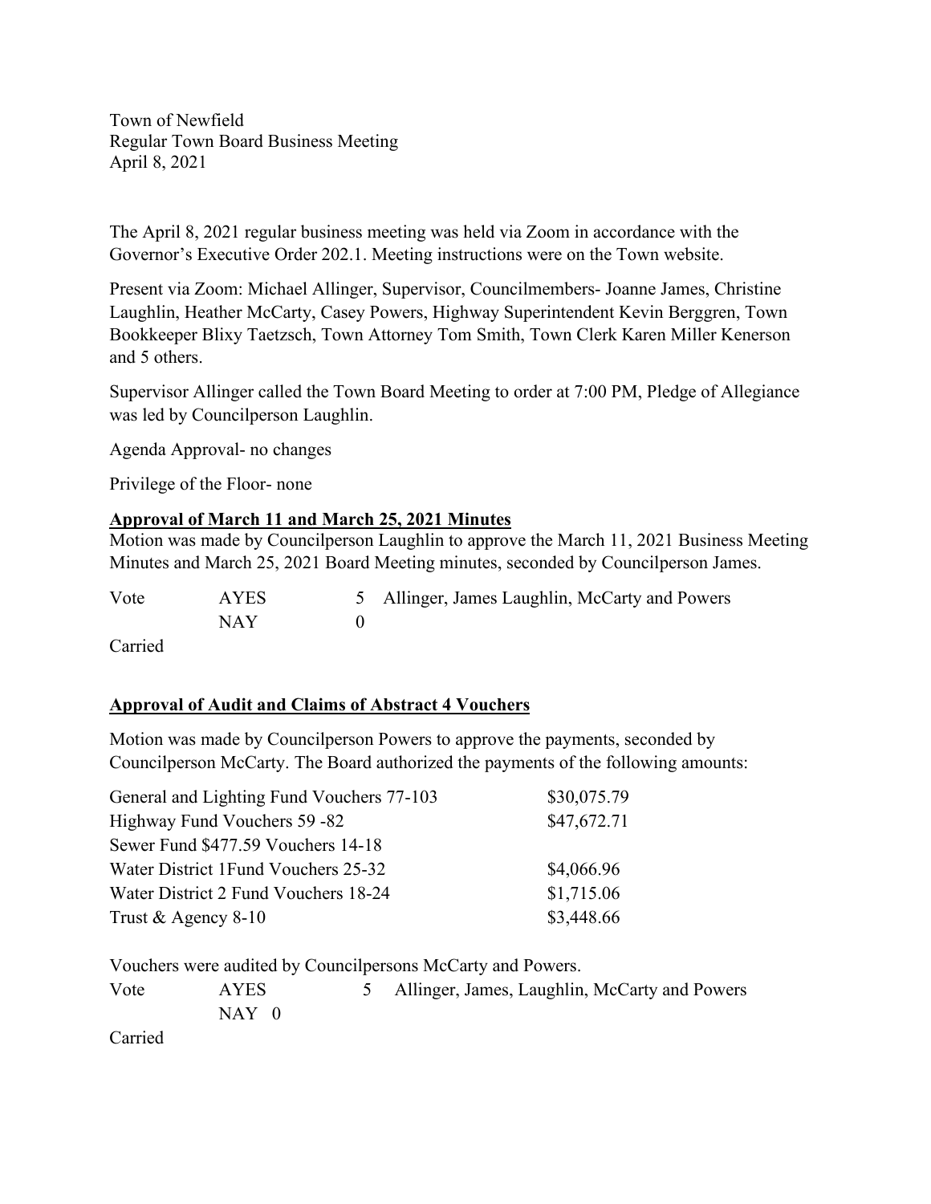Town of Newfield
Regular Town Board Business Meeting
April 8, 2021

The April 8, 2021 regular business meeting was held via Zoom in accordance with the Governor's Executive Order 202.1. Meeting instructions were on the Town website.

Present via Zoom: Michael Allinger, Supervisor, Councilmembers- Joanne James, Christine Laughlin, Heather McCarty, Casey Powers, Highway Superintendent Kevin Berggren, Town Bookkeeper Blixy Taetzsch, Town Attorney Tom Smith, Town Clerk Karen Miller Kenerson and 5 others.

Supervisor Allinger called the Town Board Meeting to order at 7:00 PM, Pledge of Allegiance was led by Councilperson Laughlin.

Agenda Approval- no changes

Privilege of the Floor- none

**Approval of March 11 and March 25, 2021 Minutes**

Motion was made by Councilperson Laughlin to approve the March 11, 2021 Business Meeting Minutes and March 25, 2021 Board Meeting minutes, seconded by Councilperson James.

| Vote | AYES | 5 | Allinger, James Laughlin, McCarty and Powers |
|---|---|---|---|
| | NAY | 0 | |

Carried

**Approval of Audit and Claims of Abstract 4 Vouchers**

Motion was made by Councilperson Powers to approve the payments, seconded by Councilperson McCarty. The Board authorized the payments of the following amounts:

| | |
|---|---|
| General and Lighting Fund Vouchers 77-103 | $30,075.79 |
| Highway Fund Vouchers 59 -82 | $47,672.71 |
| Sewer Fund $477.59 Vouchers 14-18 | |
| Water District 1Fund Vouchers 25-32 | $4,066.96 |
| Water District 2 Fund Vouchers 18-24 | $1,715.06 |
| Trust & Agency 8-10 | $3,448.66 |

Vouchers were audited by Councilpersons McCarty and Powers.

| Vote | AYES | 5 | Allinger, James, Laughlin, McCarty and Powers |
|---|---|---|---|
| | NAY 0 | | |

Carried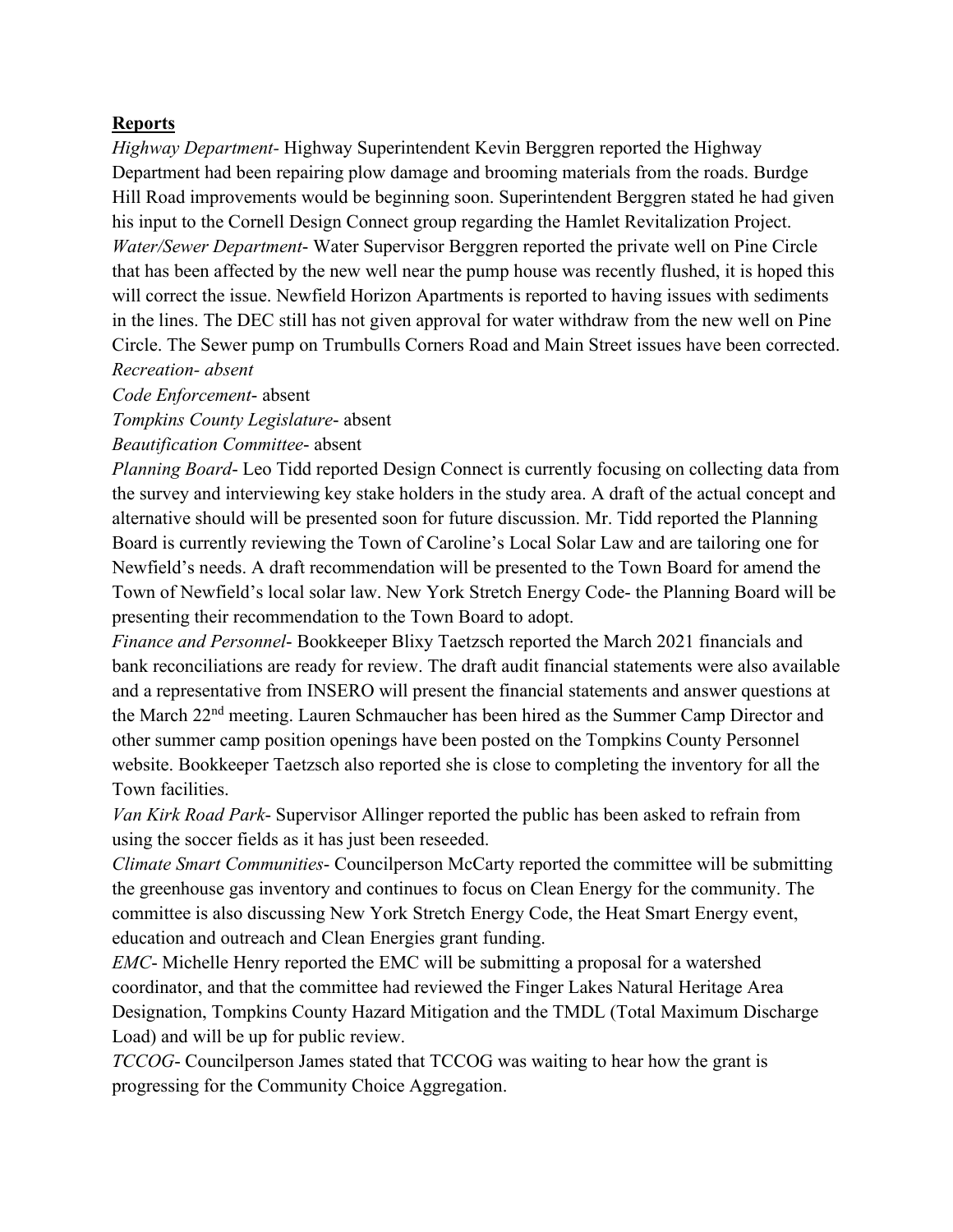**Reports**

*Highway Department*- Highway Superintendent Kevin Berggren reported the Highway Department had been repairing plow damage and brooming materials from the roads. Burdge Hill Road improvements would be beginning soon. Superintendent Berggren stated he had given his input to the Cornell Design Connect group regarding the Hamlet Revitalization Project.

*Water/Sewer Department*- Water Supervisor Berggren reported the private well on Pine Circle that has been affected by the new well near the pump house was recently flushed, it is hoped this will correct the issue. Newfield Horizon Apartments is reported to having issues with sediments in the lines. The DEC still has not given approval for water withdraw from the new well on Pine Circle. The Sewer pump on Trumbulls Corners Road and Main Street issues have been corrected.

*Recreation- absent*

*Code Enforcement*- absent

*Tompkins County Legislature*- absent

*Beautification Committee*- absent

*Planning Board*- Leo Tidd reported Design Connect is currently focusing on collecting data from the survey and interviewing key stake holders in the study area. A draft of the actual concept and alternative should will be presented soon for future discussion. Mr. Tidd reported the Planning Board is currently reviewing the Town of Caroline's Local Solar Law and are tailoring one for Newfield's needs. A draft recommendation will be presented to the Town Board for amend the Town of Newfield's local solar law. New York Stretch Energy Code- the Planning Board will be presenting their recommendation to the Town Board to adopt.

*Finance and Personnel*- Bookkeeper Blixy Taetzsch reported the March 2021 financials and bank reconciliations are ready for review. The draft audit financial statements were also available and a representative from INSERO will present the financial statements and answer questions at the March 22nd meeting. Lauren Schmaucher has been hired as the Summer Camp Director and other summer camp position openings have been posted on the Tompkins County Personnel website. Bookkeeper Taetzsch also reported she is close to completing the inventory for all the Town facilities.

*Van Kirk Road Park*- Supervisor Allinger reported the public has been asked to refrain from using the soccer fields as it has just been reseeded.

*Climate Smart Communities*- Councilperson McCarty reported the committee will be submitting the greenhouse gas inventory and continues to focus on Clean Energy for the community. The committee is also discussing New York Stretch Energy Code, the Heat Smart Energy event, education and outreach and Clean Energies grant funding.

*EMC*- Michelle Henry reported the EMC will be submitting a proposal for a watershed coordinator, and that the committee had reviewed the Finger Lakes Natural Heritage Area Designation, Tompkins County Hazard Mitigation and the TMDL (Total Maximum Discharge Load) and will be up for public review.

*TCCOG*- Councilperson James stated that TCCOG was waiting to hear how the grant is progressing for the Community Choice Aggregation.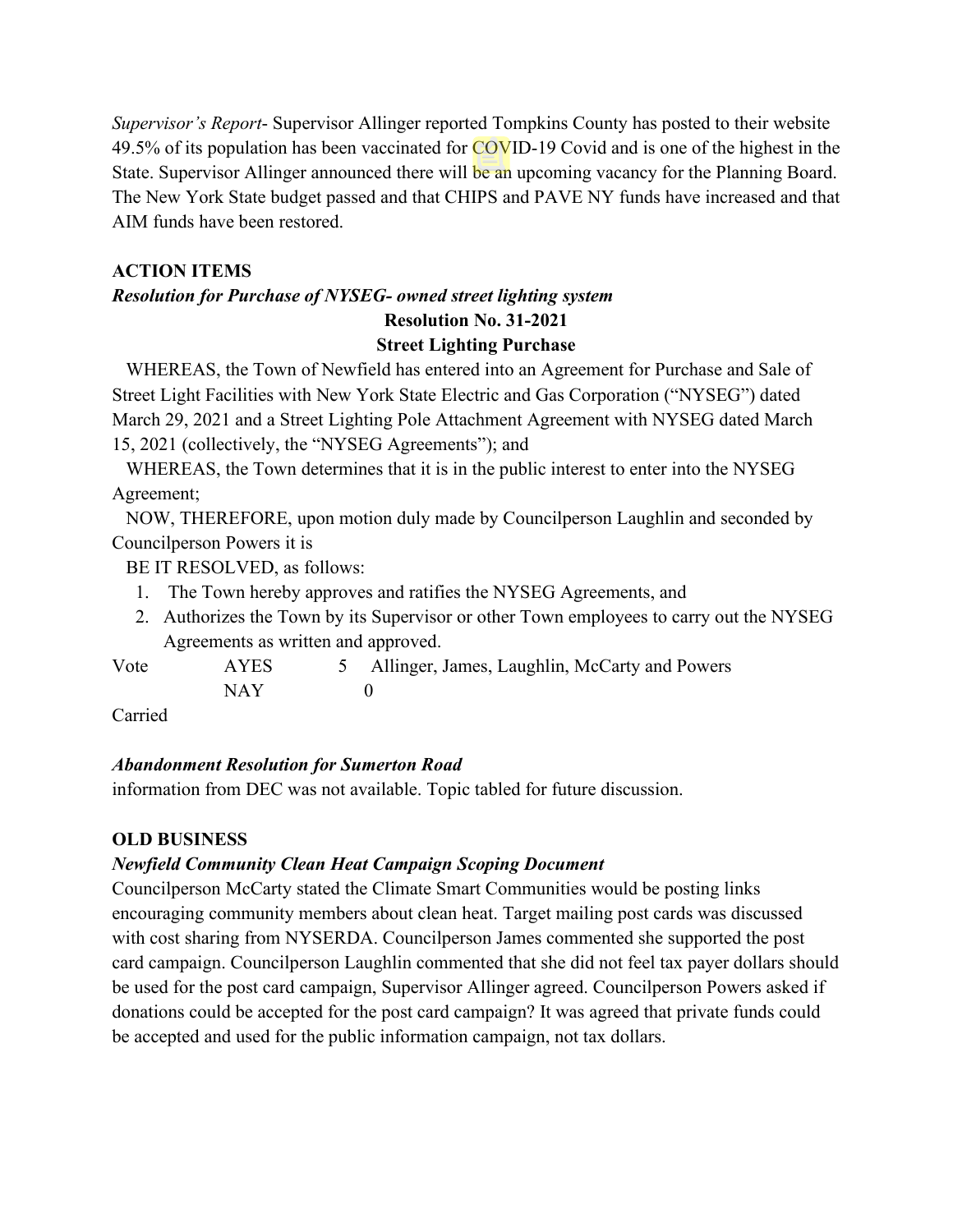*Supervisor's Report*- Supervisor Allinger reported Tompkins County has posted to their website 49.5% of its population has been vaccinated for COVID-19 Covid and is one of the highest in the State. Supervisor Allinger announced there will be an upcoming vacancy for the Planning Board. The New York State budget passed and that CHIPS and PAVE NY funds have increased and that AIM funds have been restored.

**ACTION ITEMS**

***Resolution for Purchase of NYSEG- owned street lighting system***

**Resolution No. 31-2021**

**Street Lighting Purchase**

WHEREAS, the Town of Newfield has entered into an Agreement for Purchase and Sale of Street Light Facilities with New York State Electric and Gas Corporation ("NYSEG") dated March 29, 2021 and a Street Lighting Pole Attachment Agreement with NYSEG dated March 15, 2021 (collectively, the "NYSEG Agreements"); and

WHEREAS, the Town determines that it is in the public interest to enter into the NYSEG Agreement;

NOW, THEREFORE, upon motion duly made by Councilperson Laughlin and seconded by Councilperson Powers it is

BE IT RESOLVED, as follows:

1. The Town hereby approves and ratifies the NYSEG Agreements, and
2. Authorizes the Town by its Supervisor or other Town employees to carry out the NYSEG Agreements as written and approved.

| Vote | AYES | 5 | Allinger, James, Laughlin, McCarty and Powers |
|---|---|---|---|
| | NAY | 0 | |

Carried

***Abandonment Resolution for Sumerton Road***

information from DEC was not available. Topic tabled for future discussion.

**OLD BUSINESS**

***Newfield Community Clean Heat Campaign Scoping Document***

Councilperson McCarty stated the Climate Smart Communities would be posting links encouraging community members about clean heat. Target mailing post cards was discussed with cost sharing from NYSERDA. Councilperson James commented she supported the post card campaign. Councilperson Laughlin commented that she did not feel tax payer dollars should be used for the post card campaign, Supervisor Allinger agreed. Councilperson Powers asked if donations could be accepted for the post card campaign? It was agreed that private funds could be accepted and used for the public information campaign, not tax dollars.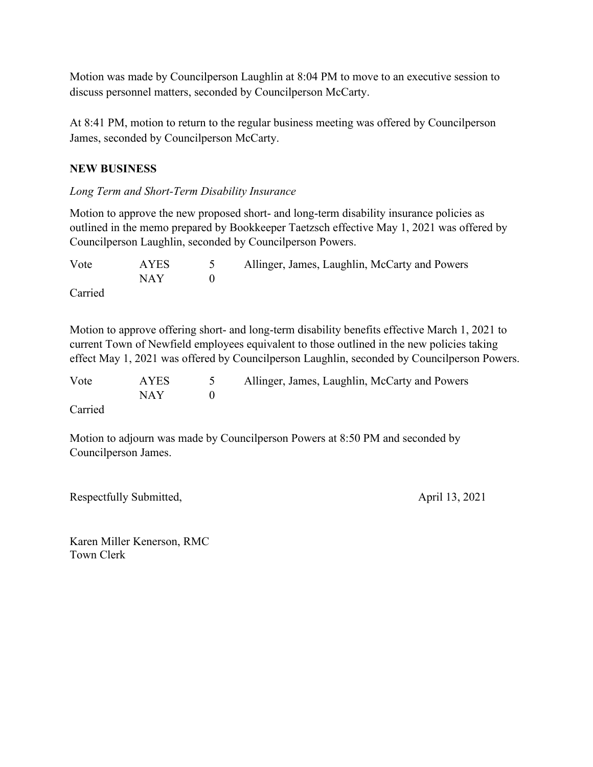Motion was made by Councilperson Laughlin at 8:04 PM to move to an executive session to discuss personnel matters, seconded by Councilperson McCarty.

At 8:41 PM, motion to return to the regular business meeting was offered by Councilperson James, seconded by Councilperson McCarty.

**NEW BUSINESS**

*Long Term and Short-Term Disability Insurance*

Motion to approve the new proposed short- and long-term disability insurance policies as outlined in the memo prepared by Bookkeeper Taetzsch effective May 1, 2021 was offered by Councilperson Laughlin, seconded by Councilperson Powers.

| | | | |
|---|---|---|---|
| Vote | AYES | 5 | Allinger, James, Laughlin, McCarty and Powers |
| | NAY | 0 | |

Carried

Motion to approve offering short- and long-term disability benefits effective March 1, 2021 to current Town of Newfield employees equivalent to those outlined in the new policies taking effect May 1, 2021 was offered by Councilperson Laughlin, seconded by Councilperson Powers.

| | | | |
|---|---|---|---|
| Vote | AYES | 5 | Allinger, James, Laughlin, McCarty and Powers |
| | NAY | 0 | |

Carried

Motion to adjourn was made by Councilperson Powers at 8:50 PM and seconded by Councilperson James.

Respectfully Submitted, April 13, 2021

Karen Miller Kenerson, RMC
Town Clerk